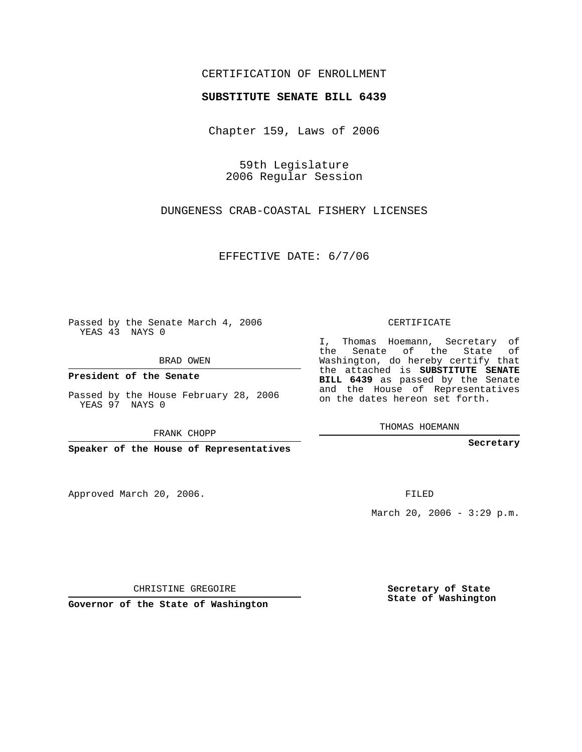CERTIFICATION OF ENROLLMENT

**SUBSTITUTE SENATE BILL 6439**

Chapter 159, Laws of 2006

59th Legislature
2006 Regular Session

DUNGENESS CRAB-COASTAL FISHERY LICENSES

EFFECTIVE DATE: 6/7/06

Passed by the Senate March 4, 2006
YEAS 43 NAYS 0

BRAD OWEN

**President of the Senate**

Passed by the House February 28, 2006
YEAS 97 NAYS 0

FRANK CHOPP

**Speaker of the House of Representatives**

CERTIFICATE

I, Thomas Hoemann, Secretary of the Senate of the State of Washington, do hereby certify that the attached is **SUBSTITUTE SENATE BILL 6439** as passed by the Senate and the House of Representatives on the dates hereon set forth.

THOMAS HOEMANN

**Secretary**

Approved March 20, 2006.

FILED

March 20, 2006 - 3:29 p.m.

CHRISTINE GREGOIRE

**Governor of the State of Washington**

**Secretary of State**
**State of Washington**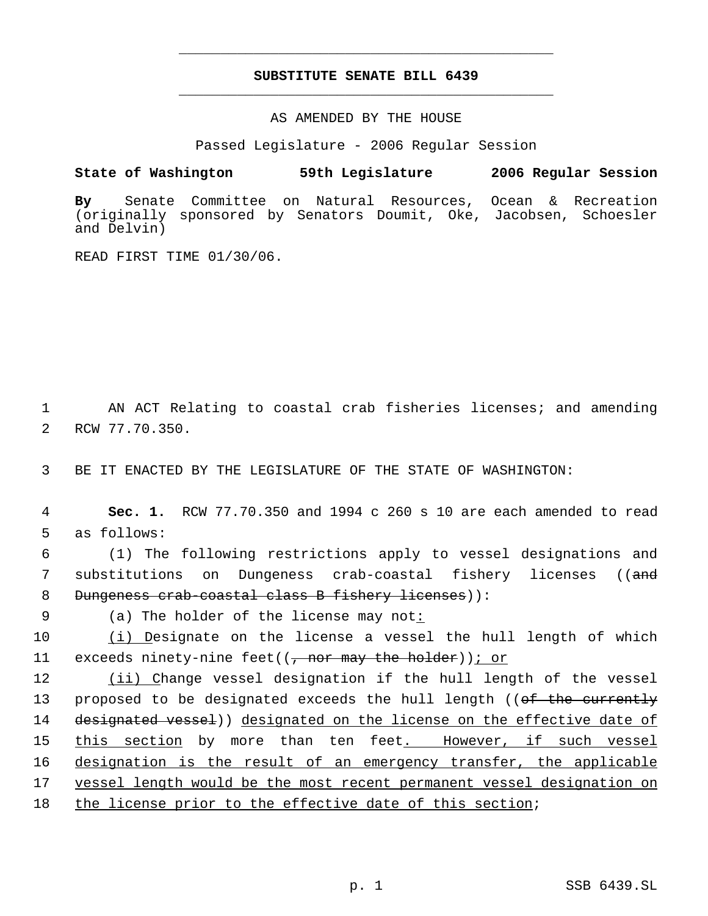# SUBSTITUTE SENATE BILL 6439

AS AMENDED BY THE HOUSE

Passed Legislature - 2006 Regular Session

**State of Washington 59th Legislature 2006 Regular Session**

**By** Senate Committee on Natural Resources, Ocean & Recreation (originally sponsored by Senators Doumit, Oke, Jacobsen, Schoesler and Delvin)

READ FIRST TIME 01/30/06.

1 AN ACT Relating to coastal crab fisheries licenses; and amending
2 RCW 77.70.350.

3 BE IT ENACTED BY THE LEGISLATURE OF THE STATE OF WASHINGTON:

4 **Sec. 1.** RCW 77.70.350 and 1994 c 260 s 10 are each amended to read
5 as follows:

6 (1) The following restrictions apply to vessel designations and
7 substitutions on Dungeness crab-coastal fishery licenses ((~~and~~
8 ~~Dungeness crab-coastal class B fishery licenses~~)):

9 (a) The holder of the license may not<u>:</u>

10 <u>(i) D</u>esignate on the license a vessel the hull length of which
11 exceeds ninety-nine feet((~~, nor may the holder~~))<u>; or</u>

12 <u>(ii) C</u>hange vessel designation if the hull length of the vessel
13 proposed to be designated exceeds the hull length ((~~of the currently~~
14 ~~designated vessel~~)) <u>designated on the license on the effective date of</u>
15 <u>this section</u> by more than ten feet<u>. However, if such vessel</u>
16 <u>designation is the result of an emergency transfer, the applicable</u>
17 <u>vessel length would be the most recent permanent vessel designation on</u>
18 <u>the license prior to the effective date of this section</u>;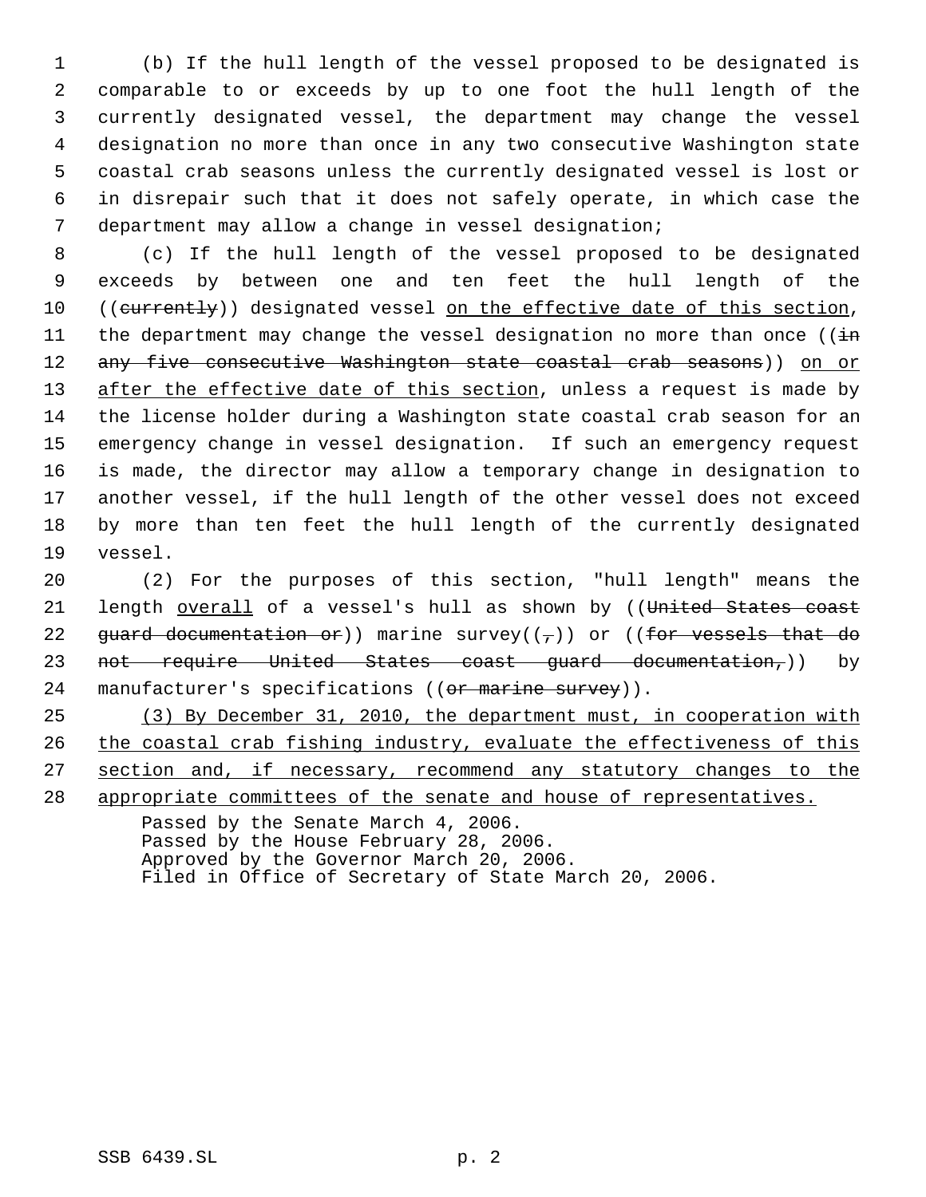(b) If the hull length of the vessel proposed to be designated is comparable to or exceeds by up to one foot the hull length of the currently designated vessel, the department may change the vessel designation no more than once in any two consecutive Washington state coastal crab seasons unless the currently designated vessel is lost or in disrepair such that it does not safely operate, in which case the department may allow a change in vessel designation;

(c) If the hull length of the vessel proposed to be designated exceeds by between one and ten feet the hull length of the ((~~currently~~)) designated vessel <u>on the effective date of this section</u>, the department may change the vessel designation no more than once ((~~in any five consecutive Washington state coastal crab seasons~~)) <u>on or after the effective date of this section</u>, unless a request is made by the license holder during a Washington state coastal crab season for an emergency change in vessel designation. If such an emergency request is made, the director may allow a temporary change in designation to another vessel, if the hull length of the other vessel does not exceed by more than ten feet the hull length of the currently designated vessel.

(2) For the purposes of this section, "hull length" means the length <u>overall</u> of a vessel's hull as shown by ((~~United States coast guard documentation or~~)) marine survey((~~,~~)) or ((~~for vessels that do not require United States coast guard documentation,~~)) by manufacturer's specifications ((~~or marine survey~~)).

<u>(3) By December 31, 2010, the department must, in cooperation with the coastal crab fishing industry, evaluate the effectiveness of this section and, if necessary, recommend any statutory changes to the appropriate committees of the senate and house of representatives.</u>

Passed by the Senate March 4, 2006.
Passed by the House February 28, 2006.
Approved by the Governor March 20, 2006.
Filed in Office of Secretary of State March 20, 2006.